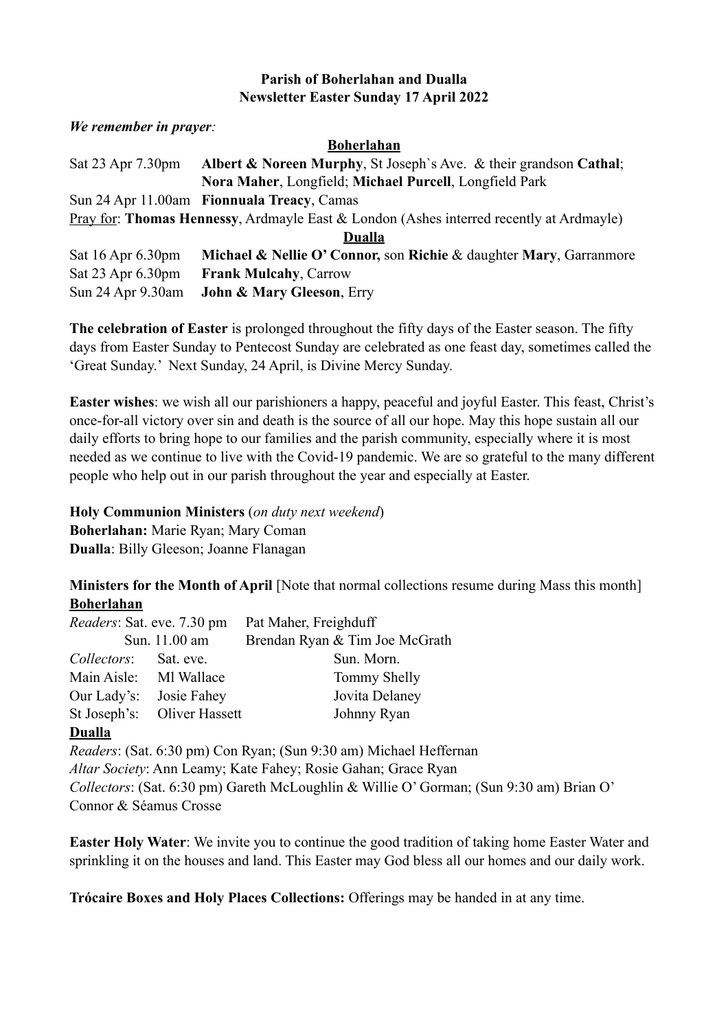**Parish of Boherlahan and Dualla**
**Newsletter Easter Sunday 17 April 2022**

***We remember in prayer:***

**Boherlahan**

Sat 23 Apr 7.30pm **Albert & Noreen Murphy**, St Joseph`s Ave. & their grandson **Cathal**; **Nora Maher**, Longfield; **Michael Purcell**, Longfield Park

Sun 24 Apr 11.00am **Fionnuala Treacy**, Camas

Pray for: **Thomas Hennessy**, Ardmayle East & London (Ashes interred recently at Ardmayle)

**Dualla**

Sat 16 Apr 6.30pm **Michael & Nellie O' Connor,** son **Richie** & daughter **Mary**, Garranmore

Sat 23 Apr 6.30pm **Frank Mulcahy**, Carrow

Sun 24 Apr 9.30am **John & Mary Gleeson**, Erry

**The celebration of Easter** is prolonged throughout the fifty days of the Easter season. The fifty days from Easter Sunday to Pentecost Sunday are celebrated as one feast day, sometimes called the 'Great Sunday.' Next Sunday, 24 April, is Divine Mercy Sunday.

**Easter wishes**: we wish all our parishioners a happy, peaceful and joyful Easter. This feast, Christ's once-for-all victory over sin and death is the source of all our hope. May this hope sustain all our daily efforts to bring hope to our families and the parish community, especially where it is most needed as we continue to live with the Covid-19 pandemic. We are so grateful to the many different people who help out in our parish throughout the year and especially at Easter.

**Holy Communion Ministers** (*on duty next weekend*)
**Boherlahan:** Marie Ryan; Mary Coman
**Dualla**: Billy Gleeson; Joanne Flanagan

**Ministers for the Month of April** [Note that normal collections resume during Mass this month]

**Boherlahan**

*Readers*: Sat. eve. 7.30 pm Pat Maher, Freighduff
Sun. 11.00 am Brendan Ryan & Tim Joe McGrath

| *Collectors*: | Sat. eve. | Sun. Morn. |
|---|---|---|
| Main Aisle: | Ml Wallace | Tommy Shelly |
| Our Lady's: | Josie Fahey | Jovita Delaney |
| St Joseph's: | Oliver Hassett | Johnny Ryan |

**Dualla**

*Readers*: (Sat. 6:30 pm) Con Ryan; (Sun 9:30 am) Michael Heffernan
*Altar Society*: Ann Leamy; Kate Fahey; Rosie Gahan; Grace Ryan
*Collectors*: (Sat. 6:30 pm) Gareth McLoughlin & Willie O' Gorman; (Sun 9:30 am) Brian O' Connor & Séamus Crosse

**Easter Holy Water**: We invite you to continue the good tradition of taking home Easter Water and sprinkling it on the houses and land. This Easter may God bless all our homes and our daily work.

**Trócaire Boxes and Holy Places Collections:** Offerings may be handed in at any time.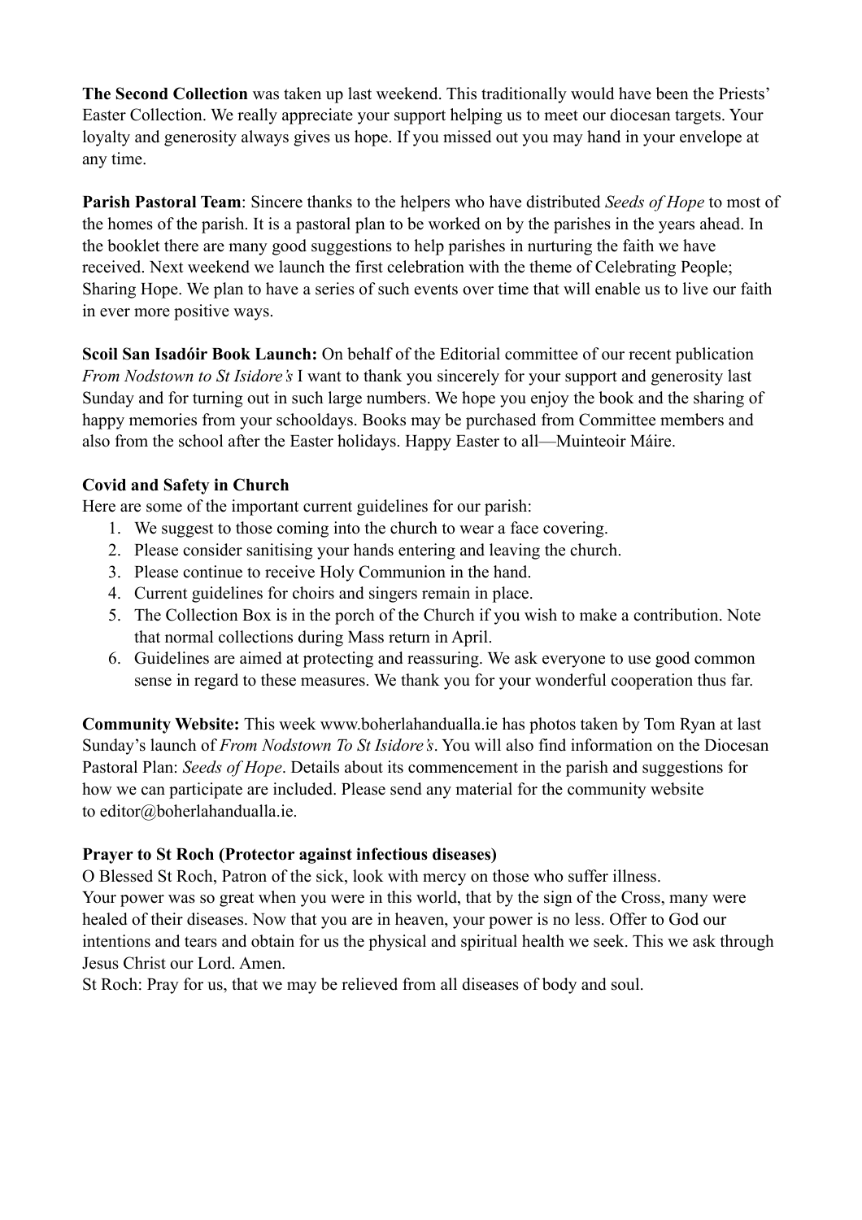**The Second Collection** was taken up last weekend. This traditionally would have been the Priests' Easter Collection. We really appreciate your support helping us to meet our diocesan targets. Your loyalty and generosity always gives us hope. If you missed out you may hand in your envelope at any time.

**Parish Pastoral Team**: Sincere thanks to the helpers who have distributed *Seeds of Hope* to most of the homes of the parish. It is a pastoral plan to be worked on by the parishes in the years ahead. In the booklet there are many good suggestions to help parishes in nurturing the faith we have received. Next weekend we launch the first celebration with the theme of Celebrating People; Sharing Hope. We plan to have a series of such events over time that will enable us to live our faith in ever more positive ways.

**Scoil San Isadóir Book Launch:** On behalf of the Editorial committee of our recent publication *From Nodstown to St Isidore's* I want to thank you sincerely for your support and generosity last Sunday and for turning out in such large numbers. We hope you enjoy the book and the sharing of happy memories from your schooldays. Books may be purchased from Committee members and also from the school after the Easter holidays. Happy Easter to all—Muinteoir Máire.

**Covid and Safety in Church**

Here are some of the important current guidelines for our parish:

1. We suggest to those coming into the church to wear a face covering.
2. Please consider sanitising your hands entering and leaving the church.
3. Please continue to receive Holy Communion in the hand.
4. Current guidelines for choirs and singers remain in place.
5. The Collection Box is in the porch of the Church if you wish to make a contribution. Note that normal collections during Mass return in April.
6. Guidelines are aimed at protecting and reassuring. We ask everyone to use good common sense in regard to these measures. We thank you for your wonderful cooperation thus far.

**Community Website:** This week www.boherlahandualla.ie has photos taken by Tom Ryan at last Sunday's launch of *From Nodstown To St Isidore's*. You will also find information on the Diocesan Pastoral Plan: *Seeds of Hope*. Details about its commencement in the parish and suggestions for how we can participate are included. Please send any material for the community website to editor@boherlahandualla.ie.

**Prayer to St Roch (Protector against infectious diseases)**

O Blessed St Roch, Patron of the sick, look with mercy on those who suffer illness.
Your power was so great when you were in this world, that by the sign of the Cross, many were healed of their diseases. Now that you are in heaven, your power is no less. Offer to God our intentions and tears and obtain for us the physical and spiritual health we seek. This we ask through Jesus Christ our Lord. Amen.
St Roch: Pray for us, that we may be relieved from all diseases of body and soul.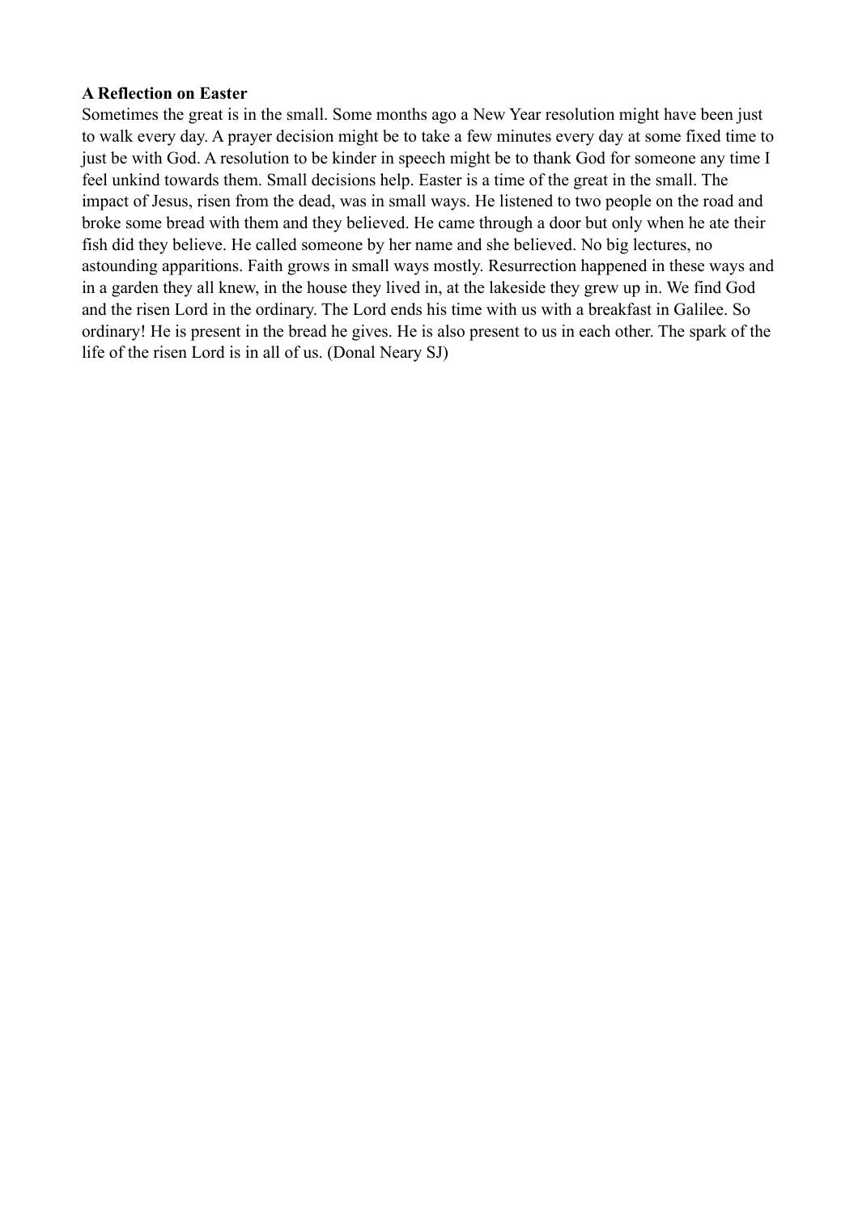**A Reflection on Easter**

Sometimes the great is in the small. Some months ago a New Year resolution might have been just to walk every day. A prayer decision might be to take a few minutes every day at some fixed time to just be with God. A resolution to be kinder in speech might be to thank God for someone any time I feel unkind towards them. Small decisions help. Easter is a time of the great in the small. The impact of Jesus, risen from the dead, was in small ways. He listened to two people on the road and broke some bread with them and they believed. He came through a door but only when he ate their fish did they believe. He called someone by her name and she believed. No big lectures, no astounding apparitions. Faith grows in small ways mostly. Resurrection happened in these ways and in a garden they all knew, in the house they lived in, at the lakeside they grew up in. We find God and the risen Lord in the ordinary. The Lord ends his time with us with a breakfast in Galilee. So ordinary! He is present in the bread he gives. He is also present to us in each other. The spark of the life of the risen Lord is in all of us. (Donal Neary SJ)